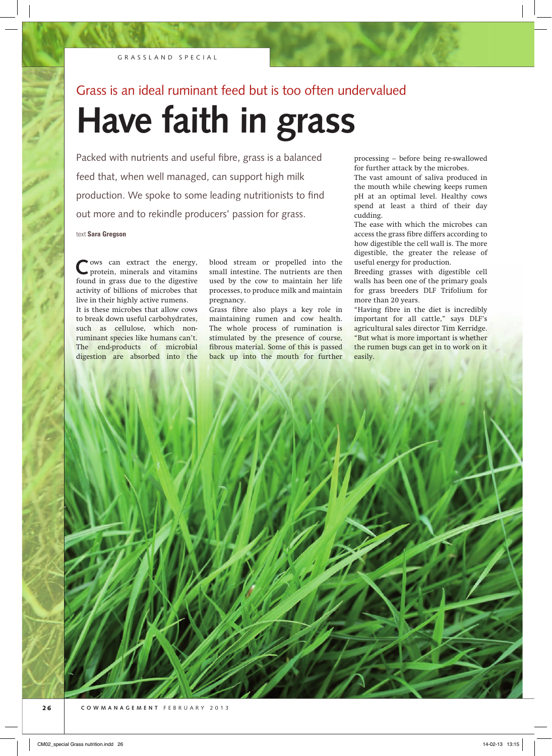Grass is an ideal ruminant feed but is too often undervalued

# Have faith in grass

Packed with nutrients and useful fibre, grass is a balanced feed that, when well managed, can support high milk production. We spoke to some leading nutritionists to find out more and to rekindle producers' passion for grass.

text **Sara Gregson**

Cows can extract the energy, protein, minerals and vitamins found in grass due to the digestive activity of billions of microbes that live in their highly active rumens.

It is these microbes that allow cows to break down useful carbohydrates, such as cellulose, which non-ruminant species like humans can't. The end-products of microbial digestion are absorbed into the blood stream or propelled into the small intestine. The nutrients are then used by the cow to maintain her life processes, to produce milk and maintain pregnancy.

Grass fibre also plays a key role in maintaining rumen and cow health. The whole process of rumination is stimulated by the presence of course, fibrous material. Some of this is passed back up into the mouth for further processing – before being re-swallowed for further attack by the microbes.

The vast amount of saliva produced in the mouth while chewing keeps rumen pH at an optimal level. Healthy cows spend at least a third of their day cudding.

The ease with which the microbes can access the grass fibre differs according to how digestible the cell wall is. The more digestible, the greater the release of useful energy for production.

Breeding grasses with digestible cell walls has been one of the primary goals for grass breeders DLF Trifolium for more than 20 years.

"Having fibre in the diet is incredibly important for all cattle," says DLF's agricultural sales director Tim Kerridge. "But what is more important is whether the rumen bugs can get in to work on it easily.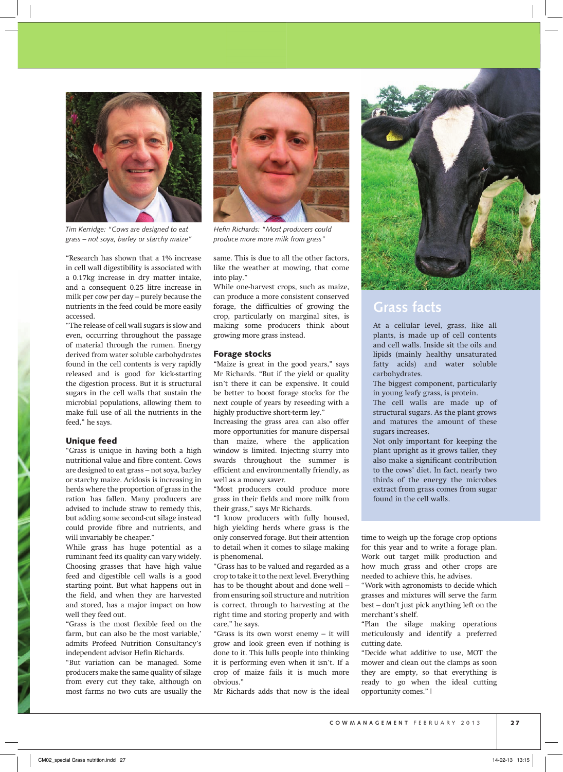Tim Kerridge: "Cows are designed to eat grass – not soya, barley or starchy maize"

"Research has shown that a 1% increase in cell wall digestibility is associated with a 0.17kg increase in dry matter intake, and a consequent 0.25 litre increase in milk per cow per day – purely because the nutrients in the feed could be more easily accessed.

"The release of cell wall sugars is slow and even, occurring throughout the passage of material through the rumen. Energy derived from water soluble carbohydrates found in the cell contents is very rapidly released and is good for kick-starting the digestion process. But it is structural sugars in the cell walls that sustain the microbial populations, allowing them to make full use of all the nutrients in the feed," he says.

## Unique feed

"Grass is unique in having both a high nutritional value and fibre content. Cows are designed to eat grass – not soya, barley or starchy maize. Acidosis is increasing in herds where the proportion of grass in the ration has fallen. Many producers are advised to include straw to remedy this, but adding some second-cut silage instead could provide fibre and nutrients, and will invariably be cheaper."

While grass has huge potential as a ruminant feed its quality can vary widely. Choosing grasses that have high value feed and digestible cell walls is a good starting point. But what happens out in the field, and when they are harvested and stored, has a major impact on how well they feed out.

"Grass is the most flexible feed on the farm, but can also be the most variable,' admits Profeed Nutrition Consultancy's independent advisor Hefin Richards.

"But variation can be managed. Some producers make the same quality of silage from every cut they take, although on most farms no two cuts are usually the same. This is due to all the other factors, like the weather at mowing, that come into play."

Hefin Richards: "Most producers could produce more more milk from grass"

While one-harvest crops, such as maize, can produce a more consistent conserved forage, the difficulties of growing the crop, particularly on marginal sites, is making some producers think about growing more grass instead.

## Forage stocks

"Maize is great in the good years," says Mr Richards. "But if the yield or quality isn't there it can be expensive. It could be better to boost forage stocks for the next couple of years by reseeding with a highly productive short-term ley."

Increasing the grass area can also offer more opportunities for manure dispersal than maize, where the application window is limited. Injecting slurry into swards throughout the summer is efficient and environmentally friendly, as well as a money saver.

"Most producers could produce more grass in their fields and more milk from their grass," says Mr Richards.

"I know producers with fully housed, high yielding herds where grass is the only conserved forage. But their attention to detail when it comes to silage making is phenomenal.

"Grass has to be valued and regarded as a crop to take it to the next level. Everything has to be thought about and done well – from ensuring soil structure and nutrition is correct, through to harvesting at the right time and storing properly and with care," he says.

"Grass is its own worst enemy – it will grow and look green even if nothing is done to it. This lulls people into thinking it is performing even when it isn't. If a crop of maize fails it is much more obvious."

Mr Richards adds that now is the ideal time to weigh up the forage crop options for this year and to write a forage plan. Work out target milk production and how much grass and other crops are needed to achieve this, he advises.

"Work with agronomists to decide which grasses and mixtures will serve the farm best – don't just pick anything left on the merchant's shelf.

"Plan the silage making operations meticulously and identify a preferred cutting date.

"Decide what additive to use, MOT the mower and clean out the clamps as soon they are empty, so that everything is ready to go when the ideal cutting opportunity comes." |

## Grass facts

At a cellular level, grass, like all plants, is made up of cell contents and cell walls. Inside sit the oils and lipids (mainly healthy unsaturated fatty acids) and water soluble carbohydrates.

The biggest component, particularly in young leafy grass, is protein.

The cell walls are made up of structural sugars. As the plant grows and matures the amount of these sugars increases.

Not only important for keeping the plant upright as it grows taller, they also make a significant contribution to the cows' diet. In fact, nearly two thirds of the energy the microbes extract from grass comes from sugar found in the cell walls.